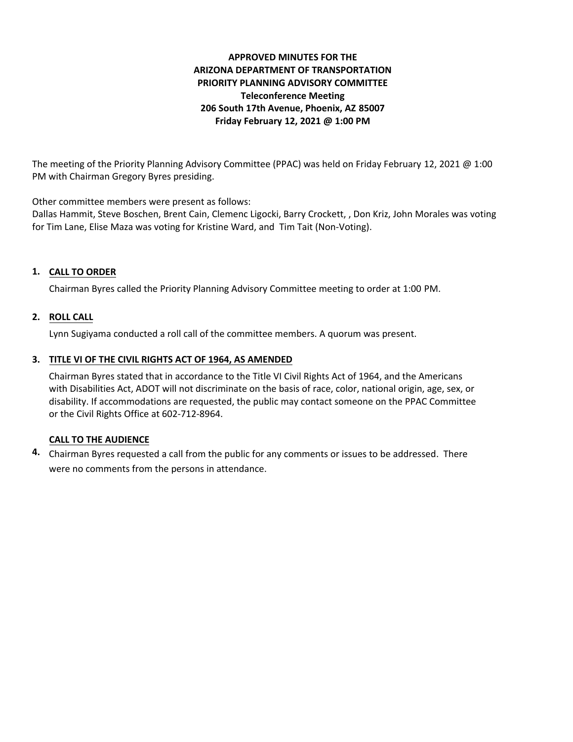**APPROVED MINUTES FOR THE**
**ARIZONA DEPARTMENT OF TRANSPORTATION**
**PRIORITY PLANNING ADVISORY COMMITTEE**
**Teleconference Meeting**
**206 South 17th Avenue, Phoenix, AZ 85007**
**Friday February 12, 2021 @ 1:00 PM**

The meeting of the Priority Planning Advisory Committee (PPAC) was held on Friday February 12, 2021 @ 1:00 PM with Chairman Gregory Byres presiding.

Other committee members were present as follows:
Dallas Hammit, Steve Boschen, Brent Cain, Clemenc Ligocki, Barry Crockett, , Don Kriz, John Morales was voting for Tim Lane, Elise Maza was voting for Kristine Ward, and Tim Tait (Non-Voting).

**1. CALL TO ORDER**

Chairman Byres called the Priority Planning Advisory Committee meeting to order at 1:00 PM.

**2. ROLL CALL**

Lynn Sugiyama conducted a roll call of the committee members. A quorum was present.

**3. TITLE VI OF THE CIVIL RIGHTS ACT OF 1964, AS AMENDED**

Chairman Byres stated that in accordance to the Title VI Civil Rights Act of 1964, and the Americans with Disabilities Act, ADOT will not discriminate on the basis of race, color, national origin, age, sex, or disability. If accommodations are requested, the public may contact someone on the PPAC Committee or the Civil Rights Office at 602-712-8964.

**4. CALL TO THE AUDIENCE**

Chairman Byres requested a call from the public for any comments or issues to be addressed. There were no comments from the persons in attendance.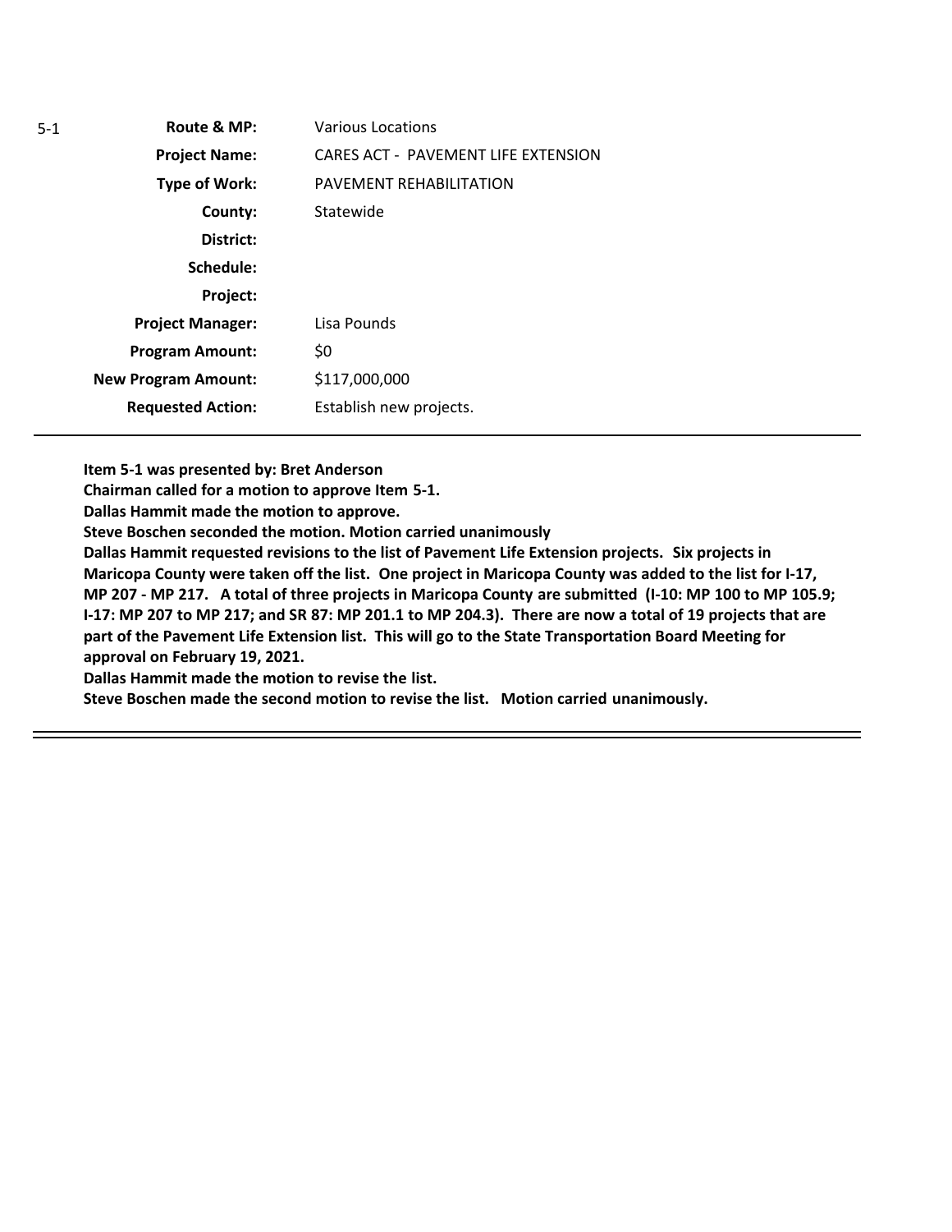| 5-1 | **Route & MP:** | Various Locations |
|---|---|---|
| | **Project Name:** | CARES ACT - PAVEMENT LIFE EXTENSION |
| | **Type of Work:** | PAVEMENT REHABILITATION |
| | **County:** | Statewide |
| | **District:** | |
| | **Schedule:** | |
| | **Project:** | |
| | **Project Manager:** | Lisa Pounds |
| | **Program Amount:** | $0 |
| | **New Program Amount:** | $117,000,000 |
| | **Requested Action:** | Establish new projects. |

---

**Item 5-1 was presented by: Bret Anderson**
**Chairman called for a motion to approve Item 5-1.**
**Dallas Hammit made the motion to approve.**
**Steve Boschen seconded the motion. Motion carried unanimously**
**Dallas Hammit requested revisions to the list of Pavement Life Extension projects. Six projects in Maricopa County were taken off the list. One project in Maricopa County was added to the list for I-17, MP 207 - MP 217. A total of three projects in Maricopa County are submitted (I-10: MP 100 to MP 105.9; I-17: MP 207 to MP 217; and SR 87: MP 201.1 to MP 204.3). There are now a total of 19 projects that are part of the Pavement Life Extension list. This will go to the State Transportation Board Meeting for approval on February 19, 2021.**
**Dallas Hammit made the motion to revise the list.**
**Steve Boschen made the second motion to revise the list. Motion carried unanimously.**

---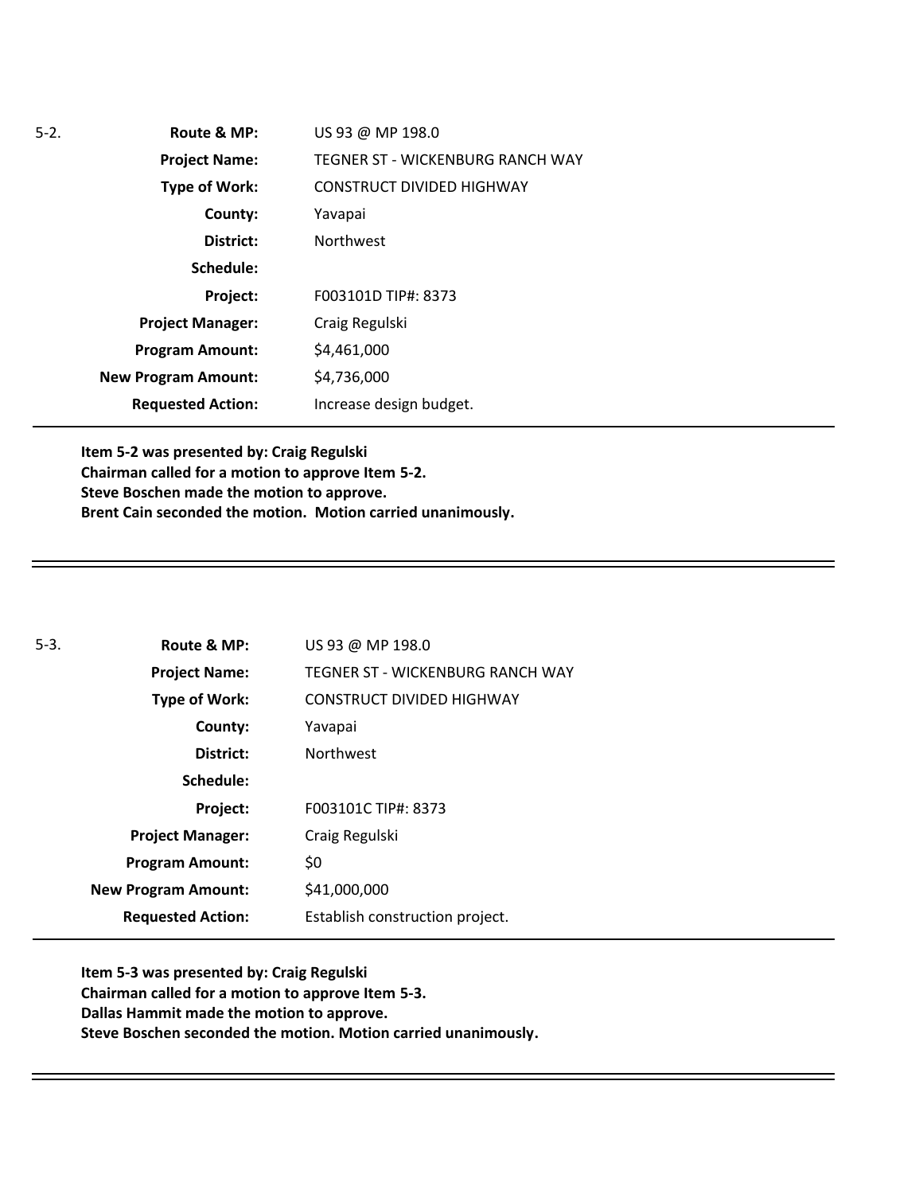5-2.

| | |
|---|---|
| **Route & MP:** | US 93 @ MP 198.0 |
| **Project Name:** | TEGNER ST - WICKENBURG RANCH WAY |
| **Type of Work:** | CONSTRUCT DIVIDED HIGHWAY |
| **County:** | Yavapai |
| **District:** | Northwest |
| **Schedule:** | |
| **Project:** | F003101D TIP#: 8373 |
| **Project Manager:** | Craig Regulski |
| **Program Amount:** | $4,461,000 |
| **New Program Amount:** | $4,736,000 |
| **Requested Action:** | Increase design budget. |

**Item 5-2 was presented by: Craig Regulski**
**Chairman called for a motion to approve Item 5-2.**
**Steve Boschen made the motion to approve.**
**Brent Cain seconded the motion. Motion carried unanimously.**

---

5-3.

| | |
|---|---|
| **Route & MP:** | US 93 @ MP 198.0 |
| **Project Name:** | TEGNER ST - WICKENBURG RANCH WAY |
| **Type of Work:** | CONSTRUCT DIVIDED HIGHWAY |
| **County:** | Yavapai |
| **District:** | Northwest |
| **Schedule:** | |
| **Project:** | F003101C TIP#: 8373 |
| **Project Manager:** | Craig Regulski |
| **Program Amount:** | $0 |
| **New Program Amount:** | $41,000,000 |
| **Requested Action:** | Establish construction project. |

**Item 5-3 was presented by: Craig Regulski**
**Chairman called for a motion to approve Item 5-3.**
**Dallas Hammit made the motion to approve.**
**Steve Boschen seconded the motion. Motion carried unanimously.**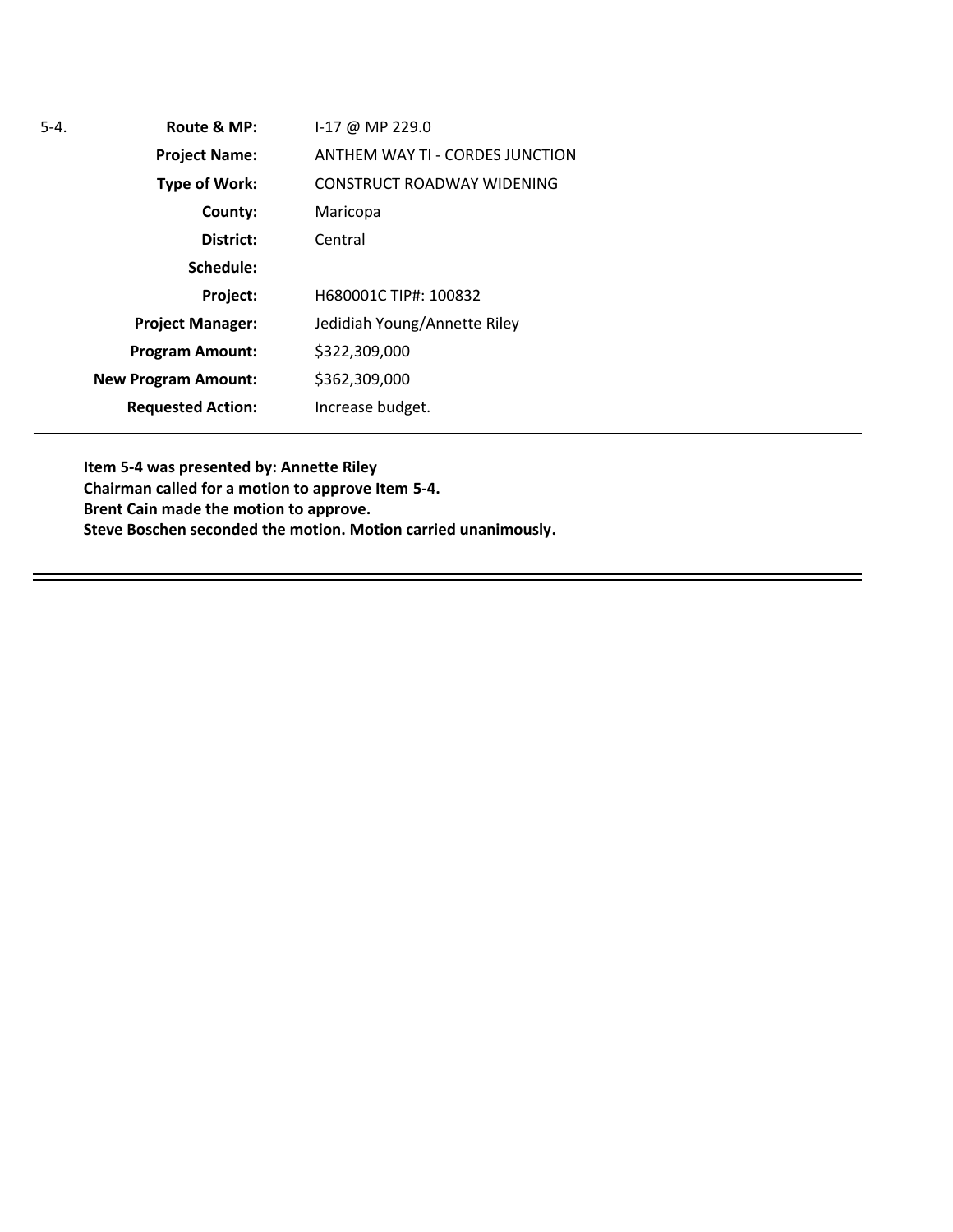5-4.

| | |
|---|---|
| **Route & MP:** | I-17 @ MP 229.0 |
| **Project Name:** | ANTHEM WAY TI - CORDES JUNCTION |
| **Type of Work:** | CONSTRUCT ROADWAY WIDENING |
| **County:** | Maricopa |
| **District:** | Central |
| **Schedule:** | |
| **Project:** | H680001C TIP#: 100832 |
| **Project Manager:** | Jedidiah Young/Annette Riley |
| **Program Amount:** | $322,309,000 |
| **New Program Amount:** | $362,309,000 |
| **Requested Action:** | Increase budget. |

---

**Item 5-4 was presented by: Annette Riley**
**Chairman called for a motion to approve Item 5-4.**
**Brent Cain made the motion to approve.**
**Steve Boschen seconded the motion. Motion carried unanimously.**

---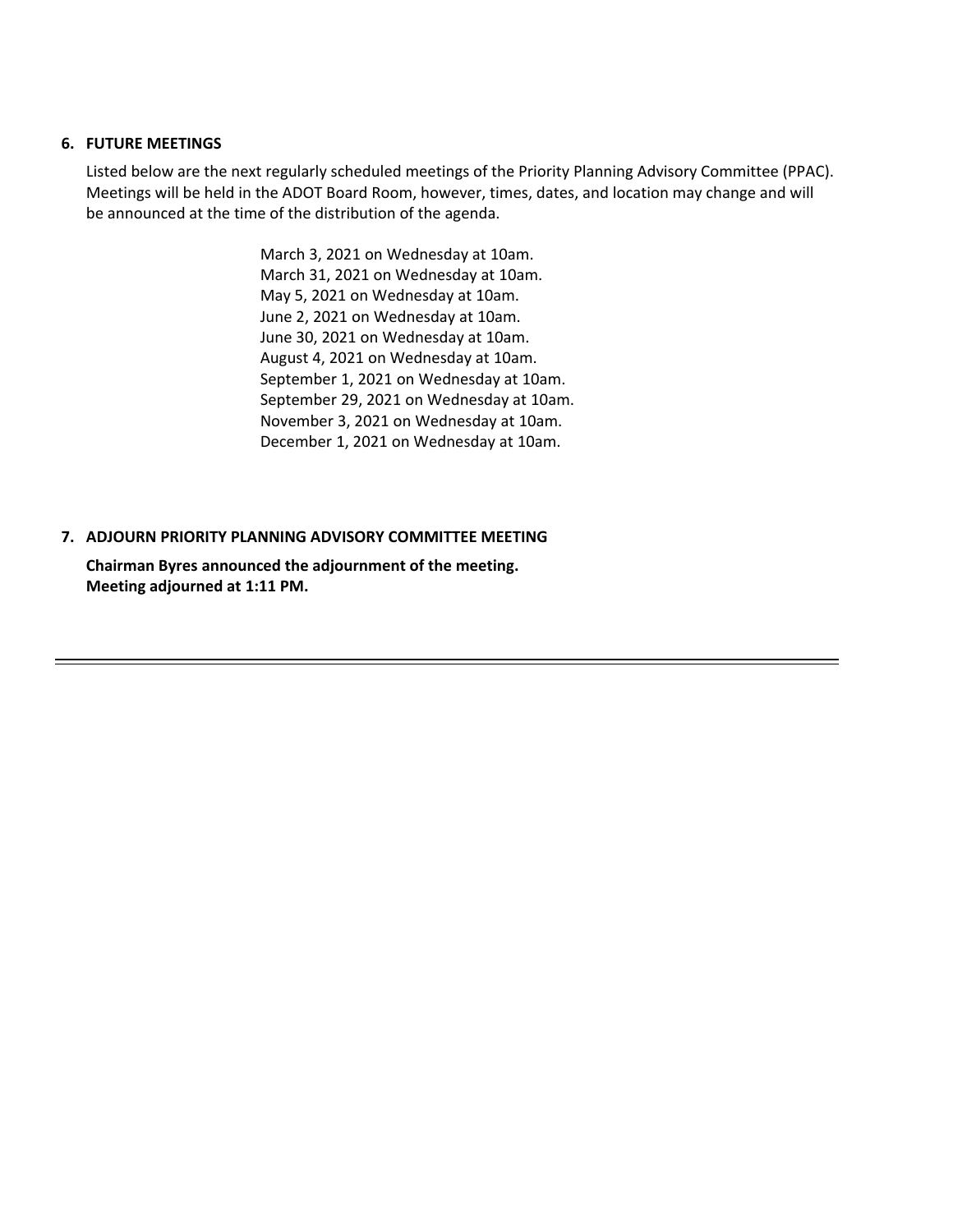**6. FUTURE MEETINGS**

Listed below are the next regularly scheduled meetings of the Priority Planning Advisory Committee (PPAC). Meetings will be held in the ADOT Board Room, however, times, dates, and location may change and will be announced at the time of the distribution of the agenda.

March 3, 2021 on Wednesday at 10am.
March 31, 2021 on Wednesday at 10am.
May 5, 2021 on Wednesday at 10am.
June 2, 2021 on Wednesday at 10am.
June 30, 2021 on Wednesday at 10am.
August 4, 2021 on Wednesday at 10am.
September 1, 2021 on Wednesday at 10am.
September 29, 2021 on Wednesday at 10am.
November 3, 2021 on Wednesday at 10am.
December 1, 2021 on Wednesday at 10am.

**7. ADJOURN PRIORITY PLANNING ADVISORY COMMITTEE MEETING**

**Chairman Byres announced the adjournment of the meeting.**
**Meeting adjourned at 1:11 PM.**